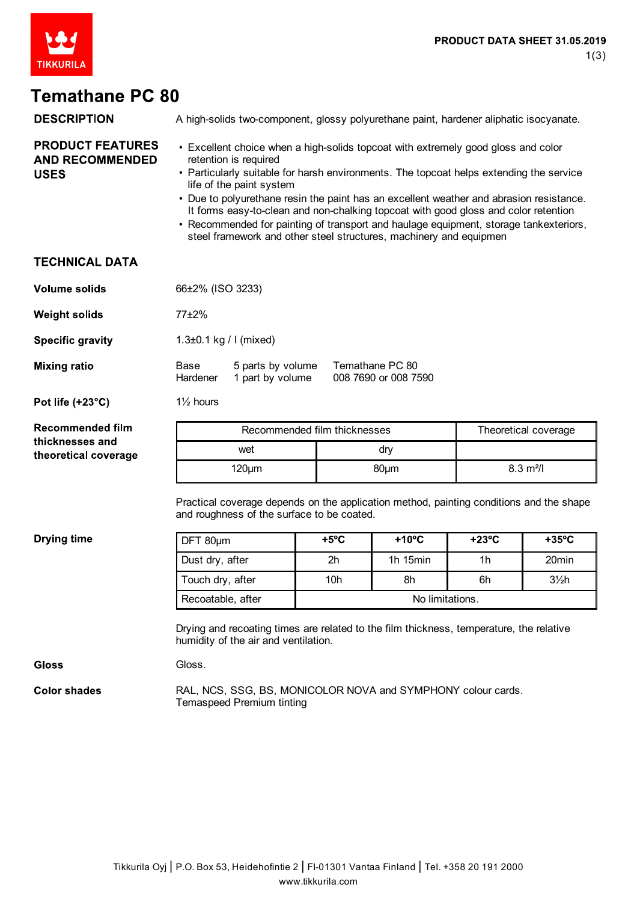# Temathane PC 80

## DESCRIPTION

A high-solids two-component, glossy polyurethane paint, hardener aliphatic isocyanate.

## PRODUCT FEATURES AND RECOMMENDED USES

- Excellent choice when a high-solids topcoat with extremely good gloss and color retention is required
- Particularly suitable for harsh environments. The topcoat helps extending the service life of the paint system
- Due to polyurethane resin the paint has an excellent weather and abrasion resistance. It forms easy-to-clean and non-chalking topcoat with good gloss and color retention
- Recommended for painting of transport and haulage equipment, storage tankexteriors, steel framework and other steel structures, machinery and equipmen

## TECHNICAL DATA

**Volume solids**

66±2% (ISO 3233)

**Weight solids**

77±2%

**Specific gravity**

1.3±0.1 kg / l (mixed)

**Mixing ratio**

| | | |
|---|---|---|
| Base | 5 parts by volume | Temathane PC 80 |
| Hardener | 1 part by volume | 008 7690 or 008 7590 |

**Pot life (+23°C)**

1½ hours

**Recommended film thicknesses and theoretical coverage**

| Recommended film thicknesses | | Theoretical coverage |
|---|---|---|
| wet | dry | |
| 120µm | 80µm | 8.3 m²/l |

Practical coverage depends on the application method, painting conditions and the shape and roughness of the surface to be coated.

**Drying time**

| DFT 80µm | +5ºC | +10ºC | +23ºC | +35ºC |
|---|---|---|---|---|
| Dust dry, after | 2h | 1h 15min | 1h | 20min |
| Touch dry, after | 10h | 8h | 6h | 3½h |
| Recoatable, after | No limitations. | | | |

Drying and recoating times are related to the film thickness, temperature, the relative humidity of the air and ventilation.

**Gloss**

Gloss.

**Color shades**

RAL, NCS, SSG, BS, MONICOLOR NOVA and SYMPHONY colour cards.
Temaspeed Premium tinting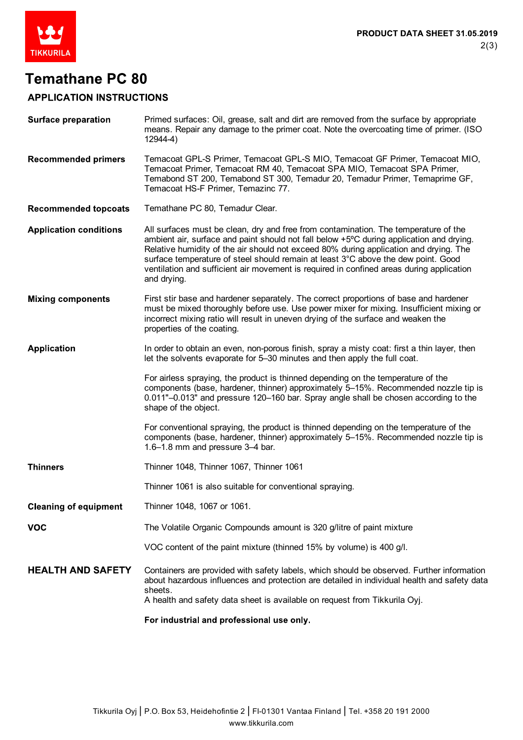# Temathane PC 80

## APPLICATION INSTRUCTIONS

| | |
|---|---|
| **Surface preparation** | Primed surfaces: Oil, grease, salt and dirt are removed from the surface by appropriate means. Repair any damage to the primer coat. Note the overcoating time of primer. (ISO 12944-4) |
| **Recommended primers** | Temacoat GPL-S Primer, Temacoat GPL-S MIO, Temacoat GF Primer, Temacoat MIO, Temacoat Primer, Temacoat RM 40, Temacoat SPA MIO, Temacoat SPA Primer, Temabond ST 200, Temabond ST 300, Temadur 20, Temadur Primer, Temaprime GF, Temacoat HS-F Primer, Temazinc 77. |
| **Recommended topcoats** | Temathane PC 80, Temadur Clear. |
| **Application conditions** | All surfaces must be clean, dry and free from contamination. The temperature of the ambient air, surface and paint should not fall below +5ºC during application and drying. Relative humidity of the air should not exceed 80% during application and drying. The surface temperature of steel should remain at least 3°C above the dew point. Good ventilation and sufficient air movement is required in confined areas during application and drying. |
| **Mixing components** | First stir base and hardener separately. The correct proportions of base and hardener must be mixed thoroughly before use. Use power mixer for mixing. Insufficient mixing or incorrect mixing ratio will result in uneven drying of the surface and weaken the properties of the coating. |
| **Application** | In order to obtain an even, non-porous finish, spray a misty coat: first a thin layer, then let the solvents evaporate for 5–30 minutes and then apply the full coat.<br><br>For airless spraying, the product is thinned depending on the temperature of the components (base, hardener, thinner) approximately 5–15%. Recommended nozzle tip is 0.011"–0.013" and pressure 120–160 bar. Spray angle shall be chosen according to the shape of the object.<br><br>For conventional spraying, the product is thinned depending on the temperature of the components (base, hardener, thinner) approximately 5–15%. Recommended nozzle tip is 1.6–1.8 mm and pressure 3–4 bar. |
| **Thinners** | Thinner 1048, Thinner 1067, Thinner 1061<br><br>Thinner 1061 is also suitable for conventional spraying. |
| **Cleaning of equipment** | Thinner 1048, 1067 or 1061. |
| **VOC** | The Volatile Organic Compounds amount is 320 g/litre of paint mixture<br><br>VOC content of the paint mixture (thinned 15% by volume) is 400 g/l. |

## HEALTH AND SAFETY

Containers are provided with safety labels, which should be observed. Further information about hazardous influences and protection are detailed in individual health and safety data sheets.
A health and safety data sheet is available on request from Tikkurila Oyj.

**For industrial and professional use only.**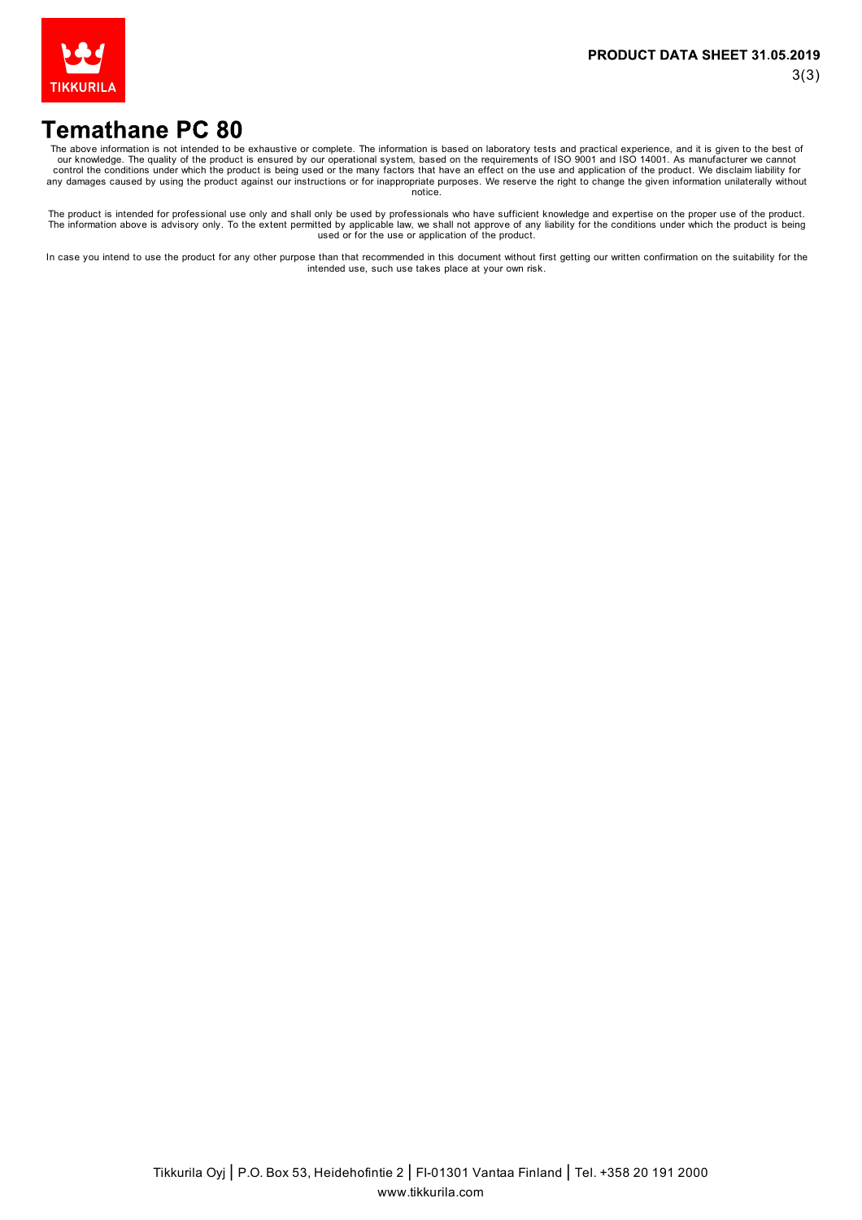# Temathane PC 80

The above information is not intended to be exhaustive or complete. The information is based on laboratory tests and practical experience, and it is given to the best of our knowledge. The quality of the product is ensured by our operational system, based on the requirements of ISO 9001 and ISO 14001. As manufacturer we cannot control the conditions under which the product is being used or the many factors that have an effect on the use and application of the product. We disclaim liability for any damages caused by using the product against our instructions or for inappropriate purposes. We reserve the right to change the given information unilaterally without notice.

The product is intended for professional use only and shall only be used by professionals who have sufficient knowledge and expertise on the proper use of the product. The information above is advisory only. To the extent permitted by applicable law, we shall not approve of any liability for the conditions under which the product is being used or for the use or application of the product.

In case you intend to use the product for any other purpose than that recommended in this document without first getting our written confirmation on the suitability for the intended use, such use takes place at your own risk.